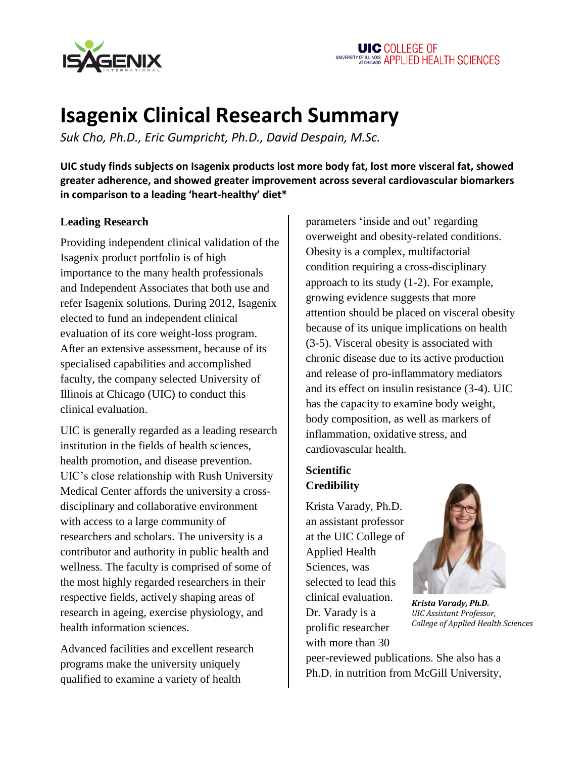# Isagenix Clinical Research Summary

*Suk Cho, Ph.D., Eric Gumpricht, Ph.D., David Despain, M.Sc.*

**UIC study finds subjects on Isagenix products lost more body fat, lost more visceral fat, showed greater adherence, and showed greater improvement across several cardiovascular biomarkers in comparison to a leading 'heart-healthy' diet\***

## Leading Research

Providing independent clinical validation of the Isagenix product portfolio is of high importance to the many health professionals and Independent Associates that both use and refer Isagenix solutions. During 2012, Isagenix elected to fund an independent clinical evaluation of its core weight-loss program. After an extensive assessment, because of its specialised capabilities and accomplished faculty, the company selected University of Illinois at Chicago (UIC) to conduct this clinical evaluation.

UIC is generally regarded as a leading research institution in the fields of health sciences, health promotion, and disease prevention. UIC's close relationship with Rush University Medical Center affords the university a cross-disciplinary and collaborative environment with access to a large community of researchers and scholars. The university is a contributor and authority in public health and wellness. The faculty is comprised of some of the most highly regarded researchers in their respective fields, actively shaping areas of research in ageing, exercise physiology, and health information sciences.

Advanced facilities and excellent research programs make the university uniquely qualified to examine a variety of health parameters 'inside and out' regarding overweight and obesity-related conditions. Obesity is a complex, multifactorial condition requiring a cross-disciplinary approach to its study (1-2). For example, growing evidence suggests that more attention should be placed on visceral obesity because of its unique implications on health (3-5). Visceral obesity is associated with chronic disease due to its active production and release of pro-inflammatory mediators and its effect on insulin resistance (3-4). UIC has the capacity to examine body weight, body composition, as well as markers of inflammation, oxidative stress, and cardiovascular health.

## Scientific Credibility

Krista Varady, Ph.D. an assistant professor at the UIC College of Applied Health Sciences, was selected to lead this clinical evaluation. Dr. Varady is a prolific researcher with more than 30 peer-reviewed publications. She also has a Ph.D. in nutrition from McGill University,

***Krista Varady, Ph.D.***
*UIC Assistant Professor, College of Applied Health Sciences*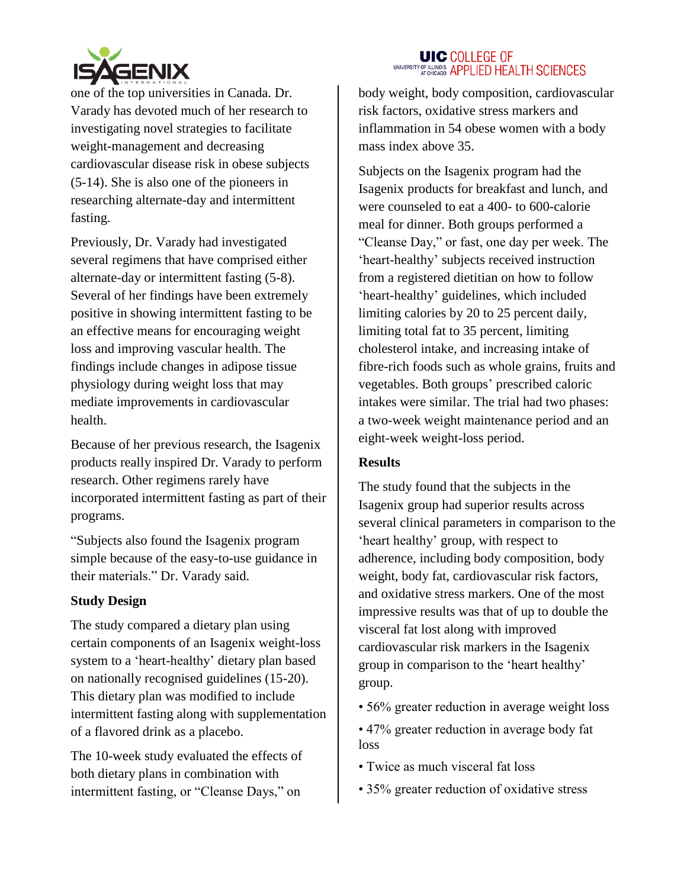one of the top universities in Canada. Dr. Varady has devoted much of her research to investigating novel strategies to facilitate weight-management and decreasing cardiovascular disease risk in obese subjects (5-14). She is also one of the pioneers in researching alternate-day and intermittent fasting.

Previously, Dr. Varady had investigated several regimens that have comprised either alternate-day or intermittent fasting (5-8). Several of her findings have been extremely positive in showing intermittent fasting to be an effective means for encouraging weight loss and improving vascular health. The findings include changes in adipose tissue physiology during weight loss that may mediate improvements in cardiovascular health.

Because of her previous research, the Isagenix products really inspired Dr. Varady to perform research. Other regimens rarely have incorporated intermittent fasting as part of their programs.

"Subjects also found the Isagenix program simple because of the easy-to-use guidance in their materials." Dr. Varady said.

**Study Design**

The study compared a dietary plan using certain components of an Isagenix weight-loss system to a 'heart-healthy' dietary plan based on nationally recognised guidelines (15-20). This dietary plan was modified to include intermittent fasting along with supplementation of a flavored drink as a placebo.

The 10-week study evaluated the effects of both dietary plans in combination with intermittent fasting, or "Cleanse Days," on body weight, body composition, cardiovascular risk factors, oxidative stress markers and inflammation in 54 obese women with a body mass index above 35.

Subjects on the Isagenix program had the Isagenix products for breakfast and lunch, and were counseled to eat a 400- to 600-calorie meal for dinner. Both groups performed a "Cleanse Day," or fast, one day per week. The 'heart-healthy' subjects received instruction from a registered dietitian on how to follow 'heart-healthy' guidelines, which included limiting calories by 20 to 25 percent daily, limiting total fat to 35 percent, limiting cholesterol intake, and increasing intake of fibre-rich foods such as whole grains, fruits and vegetables. Both groups' prescribed caloric intakes were similar. The trial had two phases: a two-week weight maintenance period and an eight-week weight-loss period.

**Results**

The study found that the subjects in the Isagenix group had superior results across several clinical parameters in comparison to the 'heart healthy' group, with respect to adherence, including body composition, body weight, body fat, cardiovascular risk factors, and oxidative stress markers. One of the most impressive results was that of up to double the visceral fat lost along with improved cardiovascular risk markers in the Isagenix group in comparison to the 'heart healthy' group.

- 56% greater reduction in average weight loss
- 47% greater reduction in average body fat loss
- Twice as much visceral fat loss
- 35% greater reduction of oxidative stress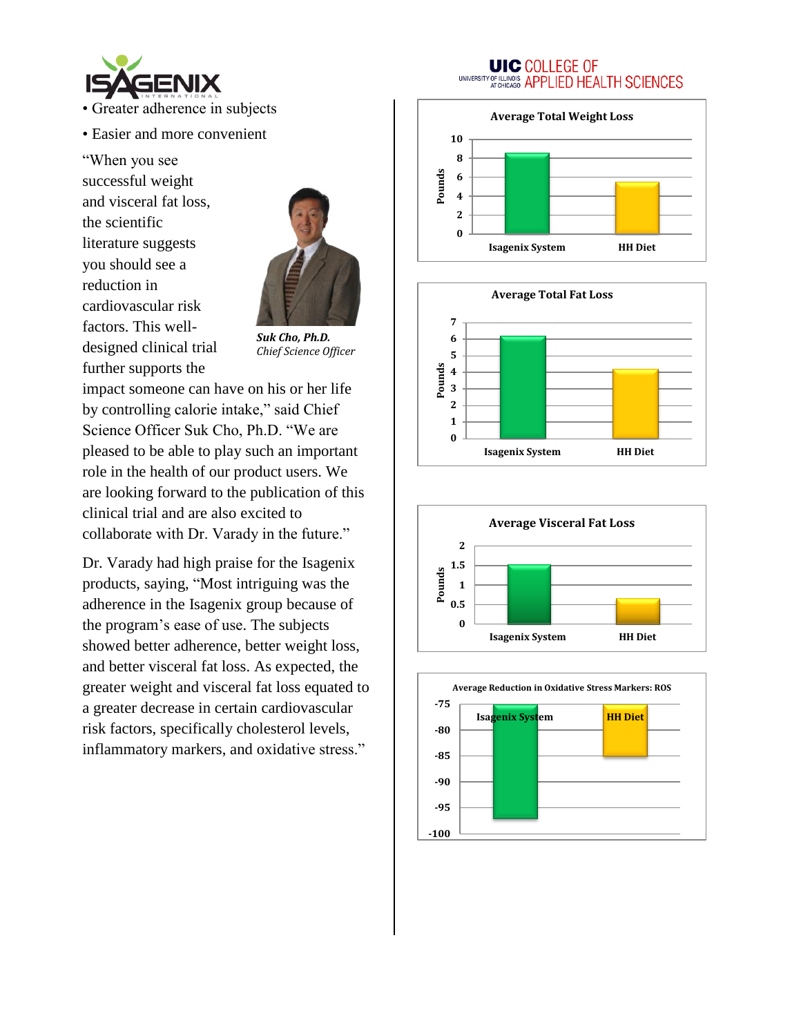• Greater adherence in subjects

• Easier and more convenient

"When you see successful weight and visceral fat loss, the scientific literature suggests you should see a reduction in cardiovascular risk factors. This well-designed clinical trial further supports the impact someone can have on his or her life by controlling calorie intake," said Chief Science Officer Suk Cho, Ph.D. "We are pleased to be able to play such an important role in the health of our product users. We are looking forward to the publication of this clinical trial and are also excited to collaborate with Dr. Varady in the future."

***Suk Cho, Ph.D.***
*Chief Science Officer*

Dr. Varady had high praise for the Isagenix products, saying, "Most intriguing was the adherence in the Isagenix group because of the program's ease of use. The subjects showed better adherence, better weight loss, and better visceral fat loss. As expected, the greater weight and visceral fat loss equated to a greater decrease in certain cardiovascular risk factors, specifically cholesterol levels, inflammatory markers, and oxidative stress."

**UIC** COLLEGE OF APPLIED HEALTH SCIENCES
UNIVERSITY OF ILLINOIS AT CHICAGO

**Average Total Weight Loss**

| | Isagenix System | HH Diet |
|---|---|---|
| Pounds | ~8.6 | ~5.5 |

**Average Total Fat Loss**

| | Isagenix System | HH Diet |
|---|---|---|
| Pounds | ~6.2 | ~4.2 |

**Average Visceral Fat Loss**

| | Isagenix System | HH Diet |
|---|---|---|
| Pounds | ~1.5 | ~0.65 |

**Average Reduction in Oxidative Stress Markers: ROS**

| | Isagenix System | HH Diet |
|---|---|---|
| Reduction | ~-97 | ~-83 |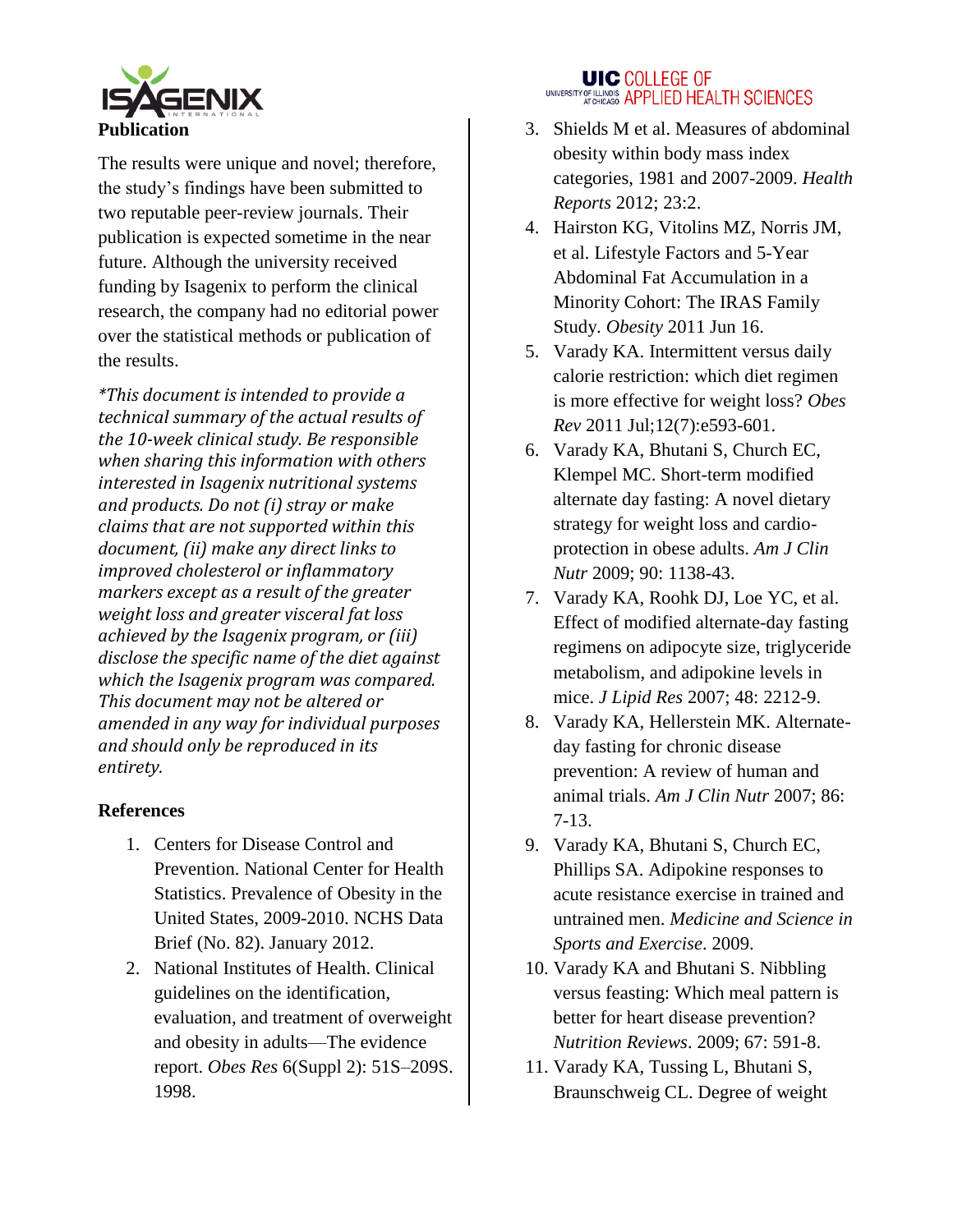## Publication

The results were unique and novel; therefore, the study's findings have been submitted to two reputable peer-review journals. Their publication is expected sometime in the near future. Although the university received funding by Isagenix to perform the clinical research, the company had no editorial power over the statistical methods or publication of the results.

*\*This document is intended to provide a technical summary of the actual results of the 10-week clinical study. Be responsible when sharing this information with others interested in Isagenix nutritional systems and products. Do not (i) stray or make claims that are not supported within this document, (ii) make any direct links to improved cholesterol or inflammatory markers except as a result of the greater weight loss and greater visceral fat loss achieved by the Isagenix program, or (iii) disclose the specific name of the diet against which the Isagenix program was compared. This document may not be altered or amended in any way for individual purposes and should only be reproduced in its entirety.*

## References

1. Centers for Disease Control and Prevention. National Center for Health Statistics. Prevalence of Obesity in the United States, 2009-2010. NCHS Data Brief (No. 82). January 2012.
2. National Institutes of Health. Clinical guidelines on the identification, evaluation, and treatment of overweight and obesity in adults—The evidence report. *Obes Res* 6(Suppl 2): 51S–209S. 1998.
3. Shields M et al. Measures of abdominal obesity within body mass index categories, 1981 and 2007-2009. *Health Reports* 2012; 23:2.
4. Hairston KG, Vitolins MZ, Norris JM, et al. Lifestyle Factors and 5-Year Abdominal Fat Accumulation in a Minority Cohort: The IRAS Family Study. *Obesity* 2011 Jun 16.
5. Varady KA. Intermittent versus daily calorie restriction: which diet regimen is more effective for weight loss? *Obes Rev* 2011 Jul;12(7):e593-601.
6. Varady KA, Bhutani S, Church EC, Klempel MC. Short-term modified alternate day fasting: A novel dietary strategy for weight loss and cardio-protection in obese adults. *Am J Clin Nutr* 2009; 90: 1138-43.
7. Varady KA, Roohk DJ, Loe YC, et al. Effect of modified alternate-day fasting regimens on adipocyte size, triglyceride metabolism, and adipokine levels in mice. *J Lipid Res* 2007; 48: 2212-9.
8. Varady KA, Hellerstein MK. Alternate-day fasting for chronic disease prevention: A review of human and animal trials. *Am J Clin Nutr* 2007; 86: 7-13.
9. Varady KA, Bhutani S, Church EC, Phillips SA. Adipokine responses to acute resistance exercise in trained and untrained men. *Medicine and Science in Sports and Exercise*. 2009.
10. Varady KA and Bhutani S. Nibbling versus feasting: Which meal pattern is better for heart disease prevention? *Nutrition Reviews*. 2009; 67: 591-8.
11. Varady KA, Tussing L, Bhutani S, Braunschweig CL. Degree of weight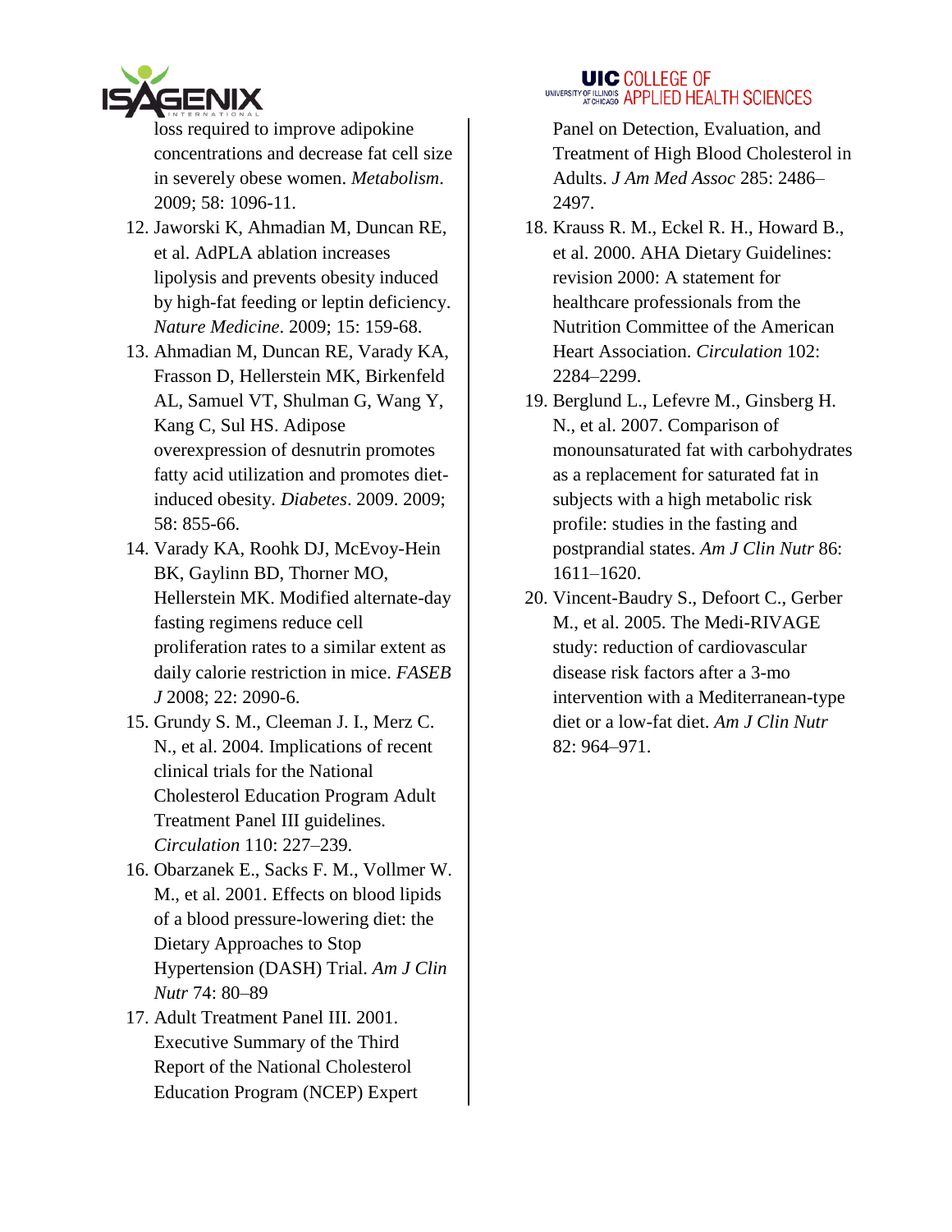loss required to improve adipokine concentrations and decrease fat cell size in severely obese women. *Metabolism*. 2009; 58: 1096-11.

12. Jaworski K, Ahmadian M, Duncan RE, et al. AdPLA ablation increases lipolysis and prevents obesity induced by high-fat feeding or leptin deficiency. *Nature Medicine*. 2009; 15: 159-68.
13. Ahmadian M, Duncan RE, Varady KA, Frasson D, Hellerstein MK, Birkenfeld AL, Samuel VT, Shulman G, Wang Y, Kang C, Sul HS. Adipose overexpression of desnutrin promotes fatty acid utilization and promotes diet-induced obesity. *Diabetes*. 2009. 2009; 58: 855-66.
14. Varady KA, Roohk DJ, McEvoy-Hein BK, Gaylinn BD, Thorner MO, Hellerstein MK. Modified alternate-day fasting regimens reduce cell proliferation rates to a similar extent as daily calorie restriction in mice. *FASEB J* 2008; 22: 2090-6.
15. Grundy S. M., Cleeman J. I., Merz C. N., et al. 2004. Implications of recent clinical trials for the National Cholesterol Education Program Adult Treatment Panel III guidelines. *Circulation* 110: 227–239.
16. Obarzanek E., Sacks F. M., Vollmer W. M., et al. 2001. Effects on blood lipids of a blood pressure-lowering diet: the Dietary Approaches to Stop Hypertension (DASH) Trial. *Am J Clin Nutr* 74: 80–89
17. Adult Treatment Panel III. 2001. Executive Summary of the Third Report of the National Cholesterol Education Program (NCEP) Expert Panel on Detection, Evaluation, and Treatment of High Blood Cholesterol in Adults. *J Am Med Assoc* 285: 2486–2497.
18. Krauss R. M., Eckel R. H., Howard B., et al. 2000. AHA Dietary Guidelines: revision 2000: A statement for healthcare professionals from the Nutrition Committee of the American Heart Association. *Circulation* 102: 2284–2299.
19. Berglund L., Lefevre M., Ginsberg H. N., et al. 2007. Comparison of monounsaturated fat with carbohydrates as a replacement for saturated fat in subjects with a high metabolic risk profile: studies in the fasting and postprandial states. *Am J Clin Nutr* 86: 1611–1620.
20. Vincent-Baudry S., Defoort C., Gerber M., et al. 2005. The Medi-RIVAGE study: reduction of cardiovascular disease risk factors after a 3-mo intervention with a Mediterranean-type diet or a low-fat diet. *Am J Clin Nutr* 82: 964–971.